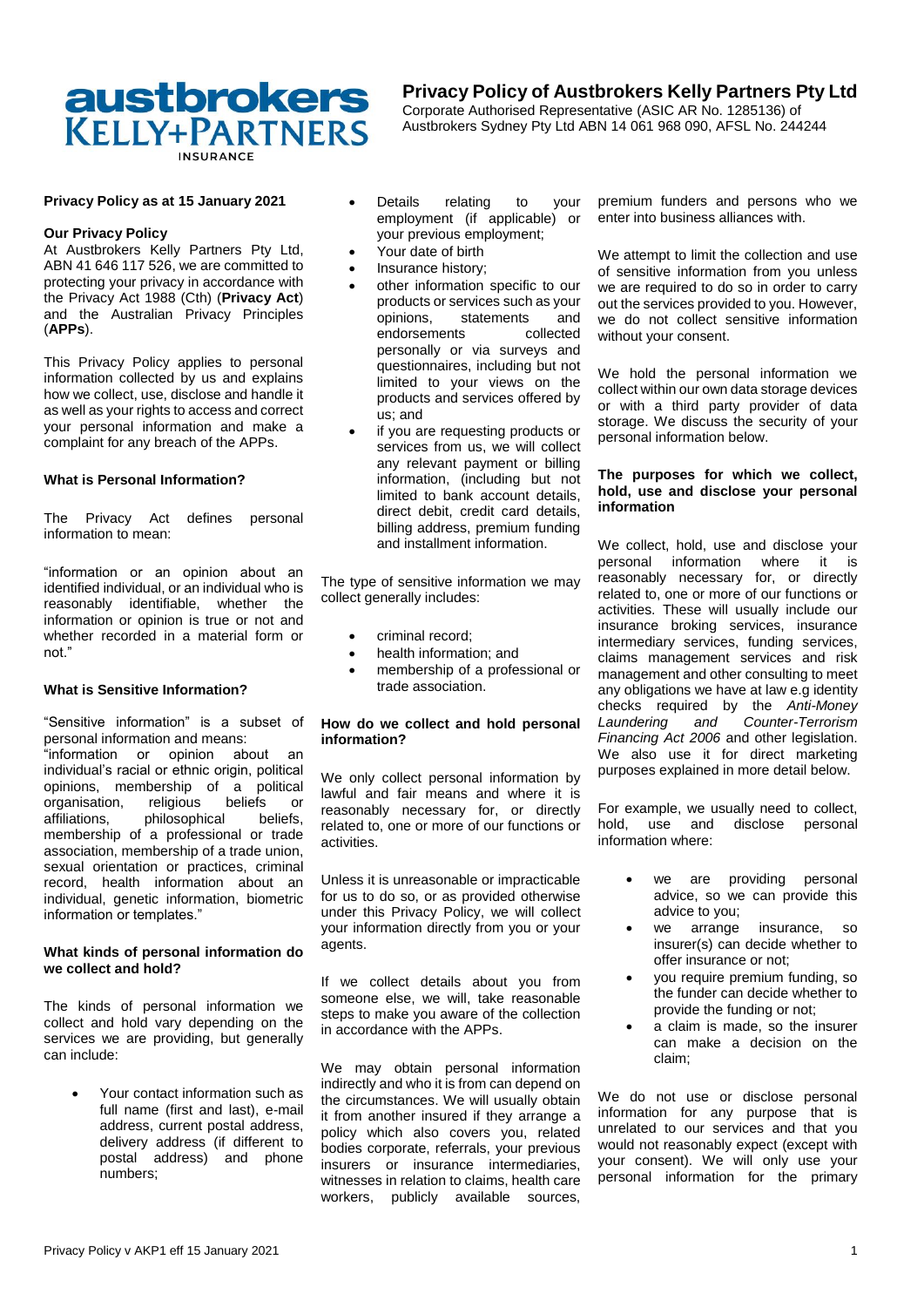# Privacy Policy of Austbrokers Kelly Partners Pty Ltd

Corporate Authorised Representative (ASIC AR No. 1285136) of Austbrokers Sydney Pty Ltd ABN 14 061 968 090, AFSL No. 244244

**Privacy Policy as at 15 January 2021**

**Our Privacy Policy**

At Austbrokers Kelly Partners Pty Ltd, ABN 41 646 117 526, we are committed to protecting your privacy in accordance with the Privacy Act 1988 (Cth) (**Privacy Act**) and the Australian Privacy Principles (**APPs**).

This Privacy Policy applies to personal information collected by us and explains how we collect, use, disclose and handle it as well as your rights to access and correct your personal information and make a complaint for any breach of the APPs.

### What is Personal Information?

The Privacy Act defines personal information to mean:

"information or an opinion about an identified individual, or an individual who is reasonably identifiable, whether the information or opinion is true or not and whether recorded in a material form or not."

### What is Sensitive Information?

"Sensitive information" is a subset of personal information and means:
"information or opinion about an individual's racial or ethnic origin, political opinions, membership of a political organisation, religious beliefs or affiliations, philosophical beliefs, membership of a professional or trade association, membership of a trade union, sexual orientation or practices, criminal record, health information about an individual, genetic information, biometric information or templates."

### What kinds of personal information do we collect and hold?

The kinds of personal information we collect and hold vary depending on the services we are providing, but generally can include:

- Your contact information such as full name (first and last), e-mail address, current postal address, delivery address (if different to postal address) and phone numbers;
- Details relating to your employment (if applicable) or your previous employment;
- Your date of birth
- Insurance history;
- other information specific to our products or services such as your opinions, statements and endorsements collected personally or via surveys and questionnaires, including but not limited to your views on the products and services offered by us; and
- if you are requesting products or services from us, we will collect any relevant payment or billing information, (including but not limited to bank account details, direct debit, credit card details, billing address, premium funding and installment information.

The type of sensitive information we may collect generally includes:

- criminal record;
- health information; and
- membership of a professional or trade association.

### How do we collect and hold personal information?

We only collect personal information by lawful and fair means and where it is reasonably necessary for, or directly related to, one or more of our functions or activities.

Unless it is unreasonable or impracticable for us to do so, or as provided otherwise under this Privacy Policy, we will collect your information directly from you or your agents.

If we collect details about you from someone else, we will, take reasonable steps to make you aware of the collection in accordance with the APPs.

We may obtain personal information indirectly and who it is from can depend on the circumstances. We will usually obtain it from another insured if they arrange a policy which also covers you, related bodies corporate, referrals, your previous insurers or insurance intermediaries, witnesses in relation to claims, health care workers, publicly available sources, premium funders and persons who we enter into business alliances with.

We attempt to limit the collection and use of sensitive information from you unless we are required to do so in order to carry out the services provided to you. However, we do not collect sensitive information without your consent.

We hold the personal information we collect within our own data storage devices or with a third party provider of data storage. We discuss the security of your personal information below.

### The purposes for which we collect, hold, use and disclose your personal information

We collect, hold, use and disclose your personal information where it is reasonably necessary for, or directly related to, one or more of our functions or activities. These will usually include our insurance broking services, insurance intermediary services, funding services, claims management services and risk management and other consulting to meet any obligations we have at law e.g identity checks required by the *Anti-Money Laundering and Counter-Terrorism Financing Act 2006* and other legislation. We also use it for direct marketing purposes explained in more detail below.

For example, we usually need to collect, hold, use and disclose personal information where:

- we are providing personal advice, so we can provide this advice to you;
- we arrange insurance, so insurer(s) can decide whether to offer insurance or not;
- you require premium funding, so the funder can decide whether to provide the funding or not;
- a claim is made, so the insurer can make a decision on the claim;

We do not use or disclose personal information for any purpose that is unrelated to our services and that you would not reasonably expect (except with your consent). We will only use your personal information for the primary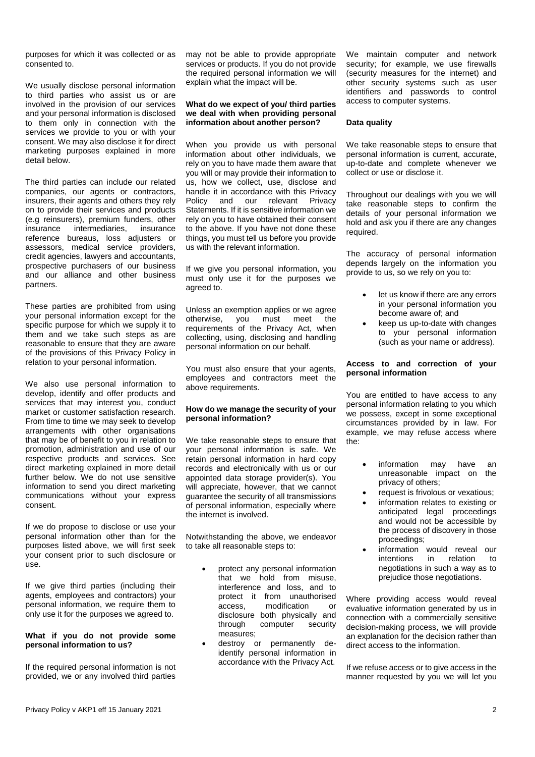purposes for which it was collected or as consented to.

We usually disclose personal information to third parties who assist us or are involved in the provision of our services and your personal information is disclosed to them only in connection with the services we provide to you or with your consent. We may also disclose it for direct marketing purposes explained in more detail below.

The third parties can include our related companies, our agents or contractors, insurers, their agents and others they rely on to provide their services and products (e.g reinsurers), premium funders, other insurance intermediaries, insurance reference bureaus, loss adjusters or assessors, medical service providers, credit agencies, lawyers and accountants, prospective purchasers of our business and our alliance and other business partners.

These parties are prohibited from using your personal information except for the specific purpose for which we supply it to them and we take such steps as are reasonable to ensure that they are aware of the provisions of this Privacy Policy in relation to your personal information.

We also use personal information to develop, identify and offer products and services that may interest you, conduct market or customer satisfaction research. From time to time we may seek to develop arrangements with other organisations that may be of benefit to you in relation to promotion, administration and use of our respective products and services. See direct marketing explained in more detail further below. We do not use sensitive information to send you direct marketing communications without your express consent.

If we do propose to disclose or use your personal information other than for the purposes listed above, we will first seek your consent prior to such disclosure or use.

If we give third parties (including their agents, employees and contractors) your personal information, we require them to only use it for the purposes we agreed to.

**What if you do not provide some personal information to us?**

If the required personal information is not provided, we or any involved third parties may not be able to provide appropriate services or products. If you do not provide the required personal information we will explain what the impact will be.

**What do we expect of you/ third parties we deal with when providing personal information about another person?**

When you provide us with personal information about other individuals, we rely on you to have made them aware that you will or may provide their information to us, how we collect, use, disclose and handle it in accordance with this Privacy Policy and our relevant Privacy Statements. If it is sensitive information we rely on you to have obtained their consent to the above. If you have not done these things, you must tell us before you provide us with the relevant information.

If we give you personal information, you must only use it for the purposes we agreed to.

Unless an exemption applies or we agree otherwise, you must meet the requirements of the Privacy Act, when collecting, using, disclosing and handling personal information on our behalf.

You must also ensure that your agents, employees and contractors meet the above requirements.

**How do we manage the security of your personal information?**

We take reasonable steps to ensure that your personal information is safe. We retain personal information in hard copy records and electronically with us or our appointed data storage provider(s). You will appreciate, however, that we cannot guarantee the security of all transmissions of personal information, especially where the internet is involved.

Notwithstanding the above, we endeavor to take all reasonable steps to:

- protect any personal information that we hold from misuse, interference and loss, and to protect it from unauthorised access, modification or disclosure both physically and through computer security measures;
- destroy or permanently de-identify personal information in accordance with the Privacy Act.

We maintain computer and network security; for example, we use firewalls (security measures for the internet) and other security systems such as user identifiers and passwords to control access to computer systems.

**Data quality**

We take reasonable steps to ensure that personal information is current, accurate, up-to-date and complete whenever we collect or use or disclose it.

Throughout our dealings with you we will take reasonable steps to confirm the details of your personal information we hold and ask you if there are any changes required.

The accuracy of personal information depends largely on the information you provide to us, so we rely on you to:

- let us know if there are any errors in your personal information you become aware of; and
- keep us up-to-date with changes to your personal information (such as your name or address).

**Access to and correction of your personal information**

You are entitled to have access to any personal information relating to you which we possess, except in some exceptional circumstances provided by in law. For example, we may refuse access where the:

- information may have an unreasonable impact on the privacy of others;
- request is frivolous or vexatious;
- information relates to existing or anticipated legal proceedings and would not be accessible by the process of discovery in those proceedings;
- information would reveal our intentions in relation to negotiations in such a way as to prejudice those negotiations.

Where providing access would reveal evaluative information generated by us in connection with a commercially sensitive decision-making process, we will provide an explanation for the decision rather than direct access to the information.

If we refuse access or to give access in the manner requested by you we will let you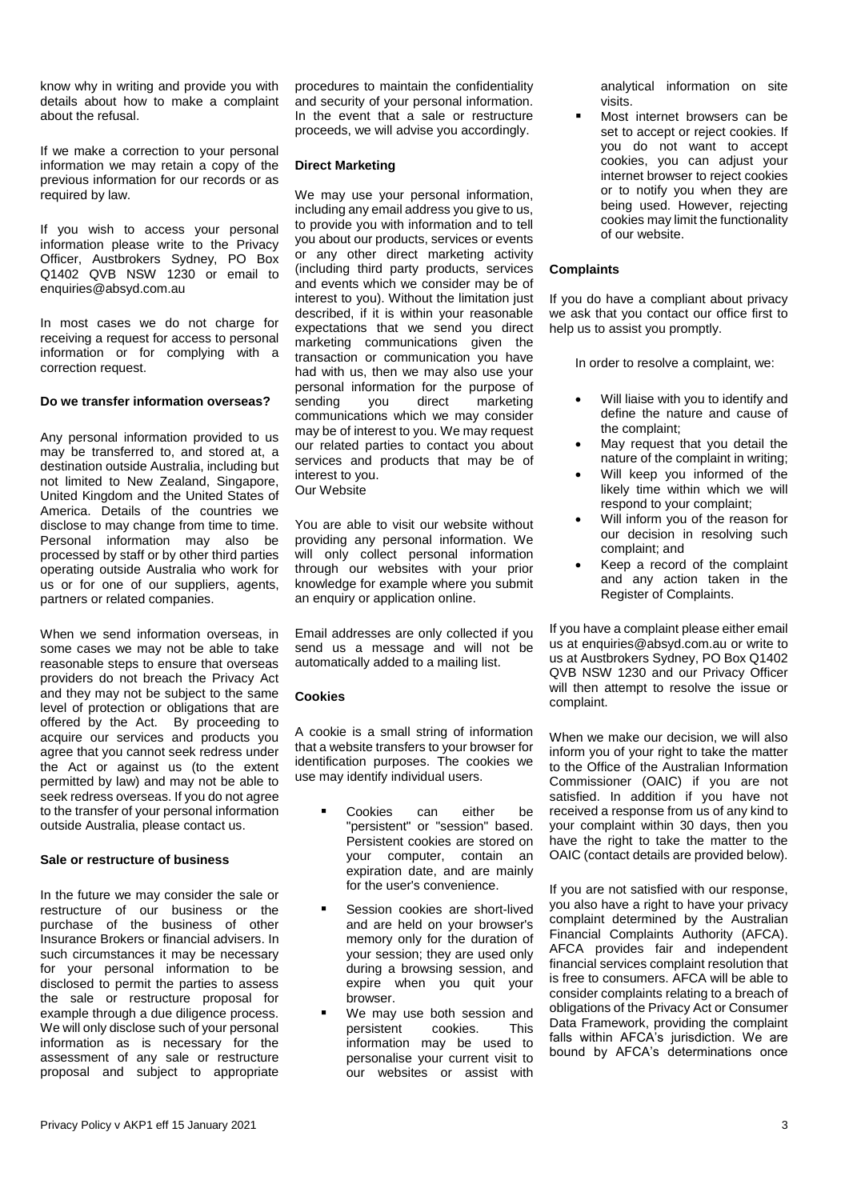know why in writing and provide you with details about how to make a complaint about the refusal.

If we make a correction to your personal information we may retain a copy of the previous information for our records or as required by law.

If you wish to access your personal information please write to the Privacy Officer, Austbrokers Sydney, PO Box Q1402 QVB NSW 1230 or email to enquiries@absyd.com.au

In most cases we do not charge for receiving a request for access to personal information or for complying with a correction request.

#### Do we transfer information overseas?

Any personal information provided to us may be transferred to, and stored at, a destination outside Australia, including but not limited to New Zealand, Singapore, United Kingdom and the United States of America. Details of the countries we disclose to may change from time to time. Personal information may also be processed by staff or by other third parties operating outside Australia who work for us or for one of our suppliers, agents, partners or related companies.

When we send information overseas, in some cases we may not be able to take reasonable steps to ensure that overseas providers do not breach the Privacy Act and they may not be subject to the same level of protection or obligations that are offered by the Act. By proceeding to acquire our services and products you agree that you cannot seek redress under the Act or against us (to the extent permitted by law) and may not be able to seek redress overseas. If you do not agree to the transfer of your personal information outside Australia, please contact us.

#### Sale or restructure of business

In the future we may consider the sale or restructure of our business or the purchase of the business of other Insurance Brokers or financial advisers. In such circumstances it may be necessary for your personal information to be disclosed to permit the parties to assess the sale or restructure proposal for example through a due diligence process. We will only disclose such of your personal information as is necessary for the assessment of any sale or restructure proposal and subject to appropriate procedures to maintain the confidentiality and security of your personal information. In the event that a sale or restructure proceeds, we will advise you accordingly.

#### Direct Marketing

We may use your personal information, including any email address you give to us, to provide you with information and to tell you about our products, services or events or any other direct marketing activity (including third party products, services and events which we consider may be of interest to you). Without the limitation just described, if it is within your reasonable expectations that we send you direct marketing communications given the transaction or communication you have had with us, then we may also use your personal information for the purpose of sending you direct marketing communications which we may consider may be of interest to you. We may request our related parties to contact you about services and products that may be of interest to you.

Our Website

You are able to visit our website without providing any personal information. We will only collect personal information through our websites with your prior knowledge for example where you submit an enquiry or application online.

Email addresses are only collected if you send us a message and will not be automatically added to a mailing list.

#### Cookies

A cookie is a small string of information that a website transfers to your browser for identification purposes. The cookies we use may identify individual users.

- Cookies can either be "persistent" or "session" based. Persistent cookies are stored on your computer, contain an expiration date, and are mainly for the user's convenience.
- Session cookies are short-lived and are held on your browser's memory only for the duration of your session; they are used only during a browsing session, and expire when you quit your browser.
- We may use both session and persistent cookies. This information may be used to personalise your current visit to our websites or assist with analytical information on site visits.
- Most internet browsers can be set to accept or reject cookies. If you do not want to accept cookies, you can adjust your internet browser to reject cookies or to notify you when they are being used. However, rejecting cookies may limit the functionality of our website.

#### Complaints

If you do have a compliant about privacy we ask that you contact our office first to help us to assist you promptly.

In order to resolve a complaint, we:

- Will liaise with you to identify and define the nature and cause of the complaint;
- May request that you detail the nature of the complaint in writing;
- Will keep you informed of the likely time within which we will respond to your complaint;
- Will inform you of the reason for our decision in resolving such complaint; and
- Keep a record of the complaint and any action taken in the Register of Complaints.

If you have a complaint please either email us at enquiries@absyd.com.au or write to us at Austbrokers Sydney, PO Box Q1402 QVB NSW 1230 and our Privacy Officer will then attempt to resolve the issue or complaint.

When we make our decision, we will also inform you of your right to take the matter to the Office of the Australian Information Commissioner (OAIC) if you are not satisfied. In addition if you have not received a response from us of any kind to your complaint within 30 days, then you have the right to take the matter to the OAIC (contact details are provided below).

If you are not satisfied with our response, you also have a right to have your privacy complaint determined by the Australian Financial Complaints Authority (AFCA). AFCA provides fair and independent financial services complaint resolution that is free to consumers. AFCA will be able to consider complaints relating to a breach of obligations of the Privacy Act or Consumer Data Framework, providing the complaint falls within AFCA's jurisdiction. We are bound by AFCA's determinations once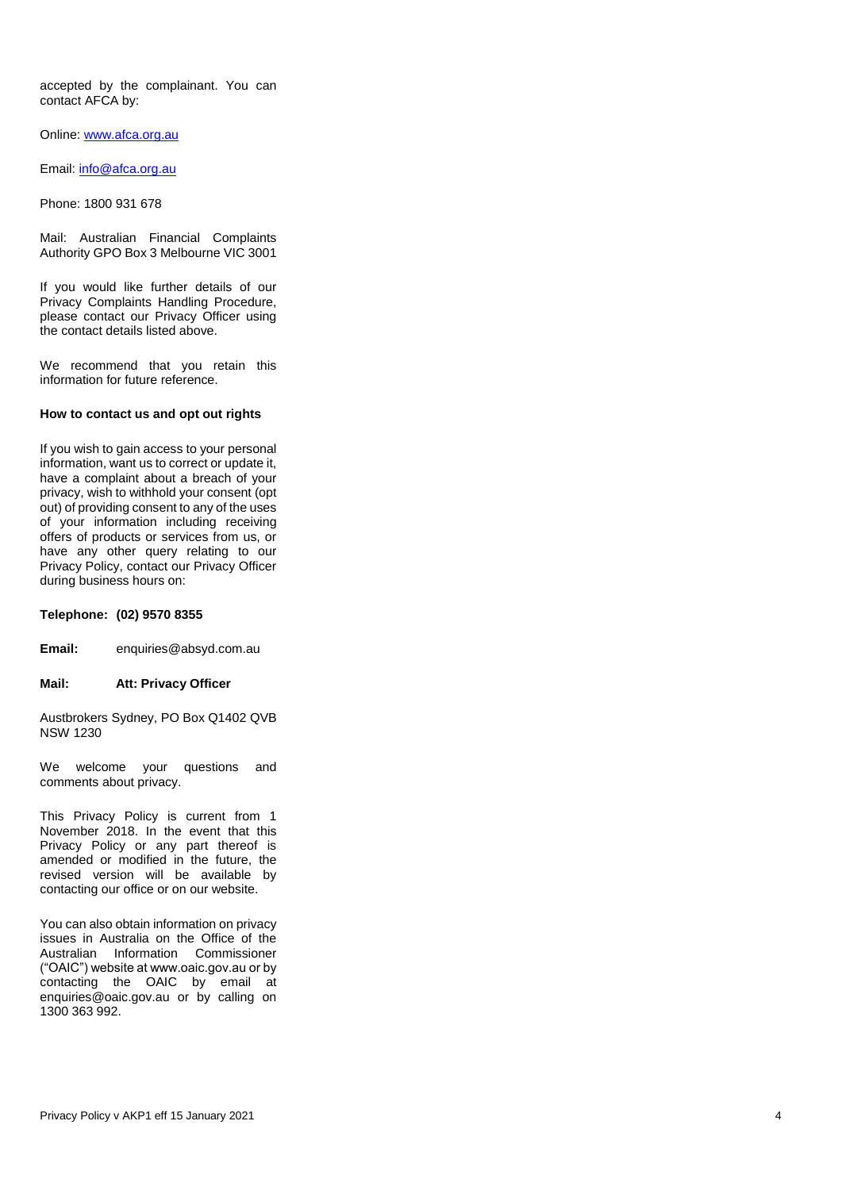accepted by the complainant. You can contact AFCA by:

Online: [www.afca.org.au](http://www.afca.org.au)

Email: [info@afca.org.au](mailto:info@afca.org.au)

Phone: 1800 931 678

Mail: Australian Financial Complaints Authority GPO Box 3 Melbourne VIC 3001

If you would like further details of our Privacy Complaints Handling Procedure, please contact our Privacy Officer using the contact details listed above.

We recommend that you retain this information for future reference.

**How to contact us and opt out rights**

If you wish to gain access to your personal information, want us to correct or update it, have a complaint about a breach of your privacy, wish to withhold your consent (opt out) of providing consent to any of the uses of your information including receiving offers of products or services from us, or have any other query relating to our Privacy Policy, contact our Privacy Officer during business hours on:

**Telephone: (02) 9570 8355**

**Email:** enquiries@absyd.com.au

**Mail:** **Att: Privacy Officer**

Austbrokers Sydney, PO Box Q1402 QVB NSW 1230

We welcome your questions and comments about privacy.

This Privacy Policy is current from 1 November 2018. In the event that this Privacy Policy or any part thereof is amended or modified in the future, the revised version will be available by contacting our office or on our website.

You can also obtain information on privacy issues in Australia on the Office of the Australian Information Commissioner ("OAIC") website at www.oaic.gov.au or by contacting the OAIC by email at enquiries@oaic.gov.au or by calling on 1300 363 992.